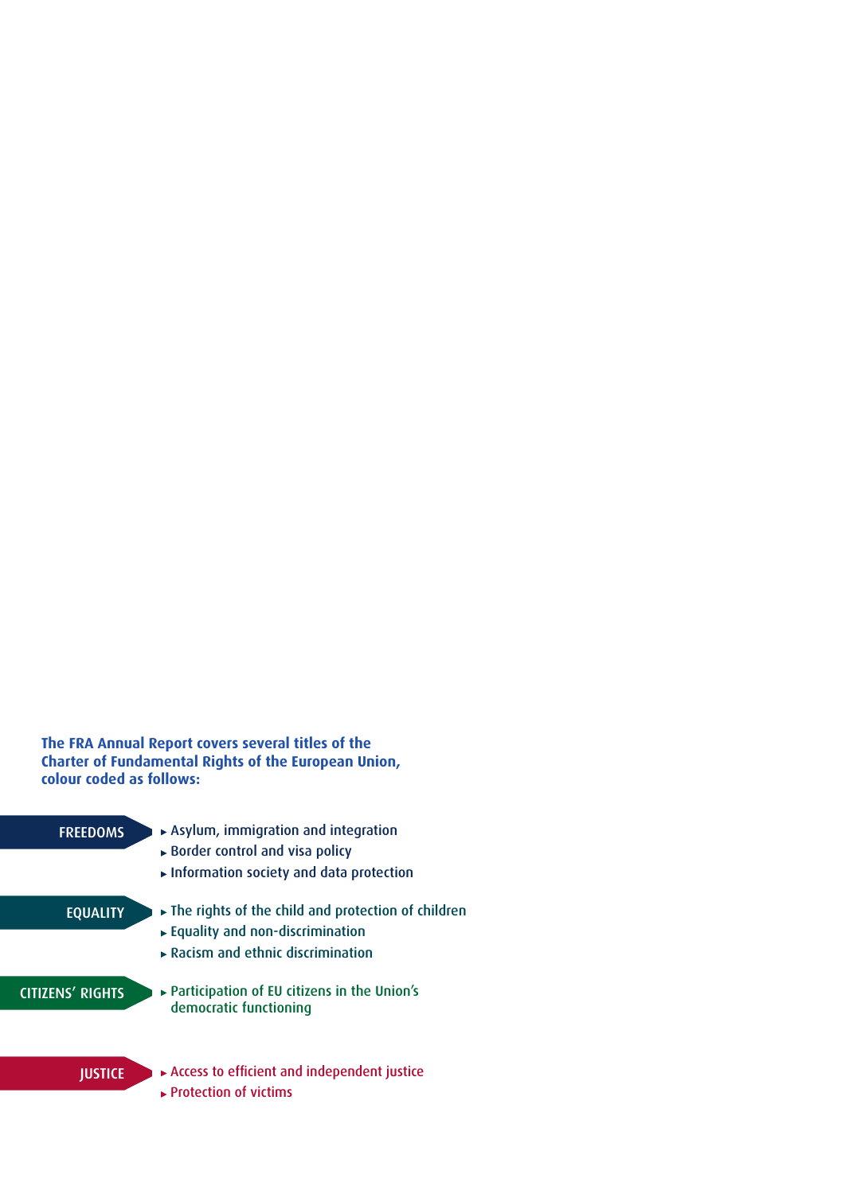**The FRA Annual Report covers several titles of the Charter of Fundamental Rights of the European Union, colour coded as follows:**

**FREEDOMS**

- Asylum, immigration and integration
- Border control and visa policy
- Information society and data protection

**EQUALITY**

- The rights of the child and protection of children
- Equality and non-discrimination
- Racism and ethnic discrimination

**CITIZENS' RIGHTS**

- Participation of EU citizens in the Union's democratic functioning

**JUSTICE**

- Access to efficient and independent justice
- Protection of victims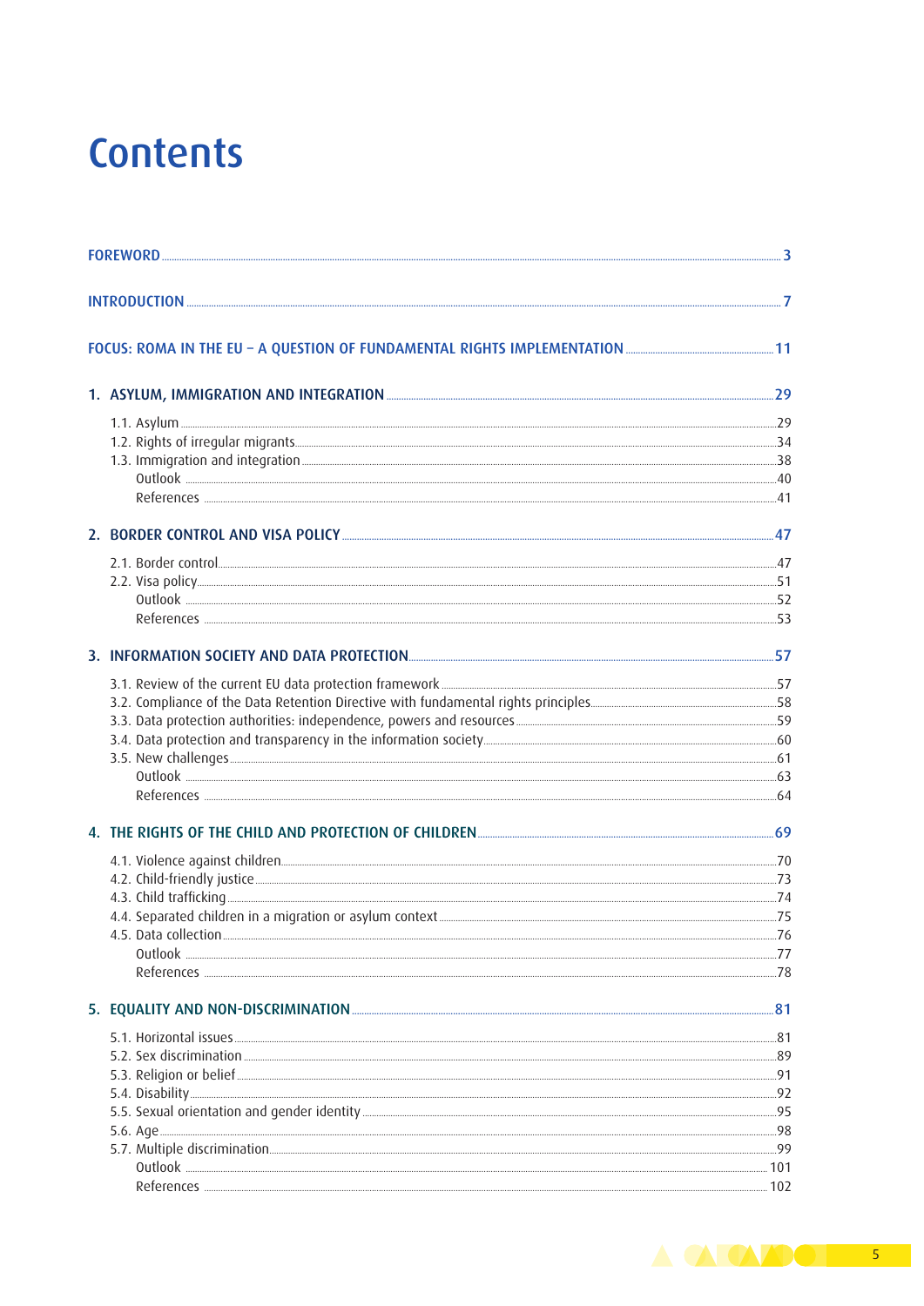# Contents

FOREWORD ... 3

INTRODUCTION ... 7

FOCUS: ROMA IN THE EU – A QUESTION OF FUNDAMENTAL RIGHTS IMPLEMENTATION ... 11

1. ASYLUM, IMMIGRATION AND INTEGRATION ... 29
   - 1.1. Asylum ... 29
   - 1.2. Rights of irregular migrants ... 34
   - 1.3. Immigration and integration ... 38
   - Outlook ... 40
   - References ... 41

2. BORDER CONTROL AND VISA POLICY ... 47
   - 2.1. Border control ... 47
   - 2.2. Visa policy ... 51
   - Outlook ... 52
   - References ... 53

3. INFORMATION SOCIETY AND DATA PROTECTION ... 57
   - 3.1. Review of the current EU data protection framework ... 57
   - 3.2. Compliance of the Data Retention Directive with fundamental rights principles ... 58
   - 3.3. Data protection authorities: independence, powers and resources ... 59
   - 3.4. Data protection and transparency in the information society ... 60
   - 3.5. New challenges ... 61
   - Outlook ... 63
   - References ... 64

4. THE RIGHTS OF THE CHILD AND PROTECTION OF CHILDREN ... 69
   - 4.1. Violence against children ... 70
   - 4.2. Child-friendly justice ... 73
   - 4.3. Child trafficking ... 74
   - 4.4. Separated children in a migration or asylum context ... 75
   - 4.5. Data collection ... 76
   - Outlook ... 77
   - References ... 78

5. EQUALITY AND NON-DISCRIMINATION ... 81
   - 5.1. Horizontal issues ... 81
   - 5.2. Sex discrimination ... 89
   - 5.3. Religion or belief ... 91
   - 5.4. Disability ... 92
   - 5.5. Sexual orientation and gender identity ... 95
   - 5.6. Age ... 98
   - 5.7. Multiple discrimination ... 99
   - Outlook ... 101
   - References ... 102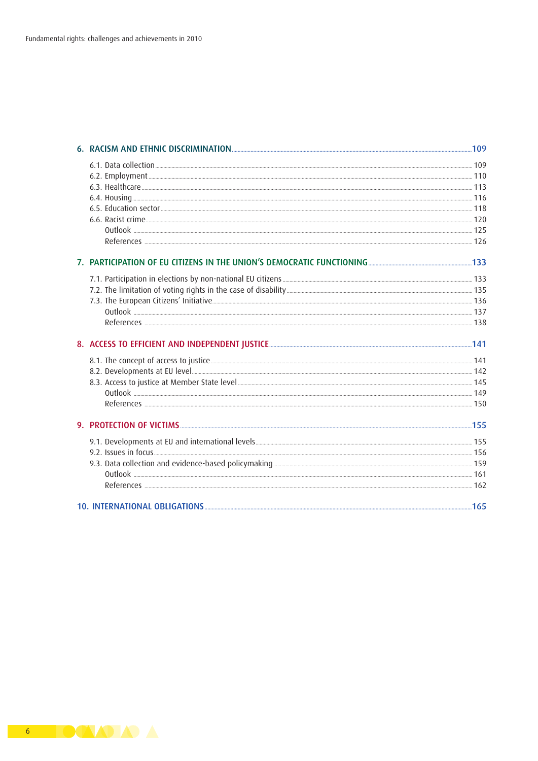6. RACISM AND ETHNIC DISCRIMINATION ..... 109

6.1. Data collection ..... 109
6.2. Employment ..... 110
6.3. Healthcare ..... 113
6.4. Housing ..... 116
6.5. Education sector ..... 118
6.6. Racist crime ..... 120
Outlook ..... 125
References ..... 126

7. PARTICIPATION OF EU CITIZENS IN THE UNION'S DEMOCRATIC FUNCTIONING ..... 133

7.1. Participation in elections by non-national EU citizens ..... 133
7.2. The limitation of voting rights in the case of disability ..... 135
7.3. The European Citizens' Initiative ..... 136
Outlook ..... 137
References ..... 138

8. ACCESS TO EFFICIENT AND INDEPENDENT JUSTICE ..... 141

8.1. The concept of access to justice ..... 141
8.2. Developments at EU level ..... 142
8.3. Access to justice at Member State level ..... 145
Outlook ..... 149
References ..... 150

9. PROTECTION OF VICTIMS ..... 155

9.1. Developments at EU and international levels ..... 155
9.2. Issues in focus ..... 156
9.3. Data collection and evidence-based policymaking ..... 159
Outlook ..... 161
References ..... 162

10. INTERNATIONAL OBLIGATIONS ..... 165